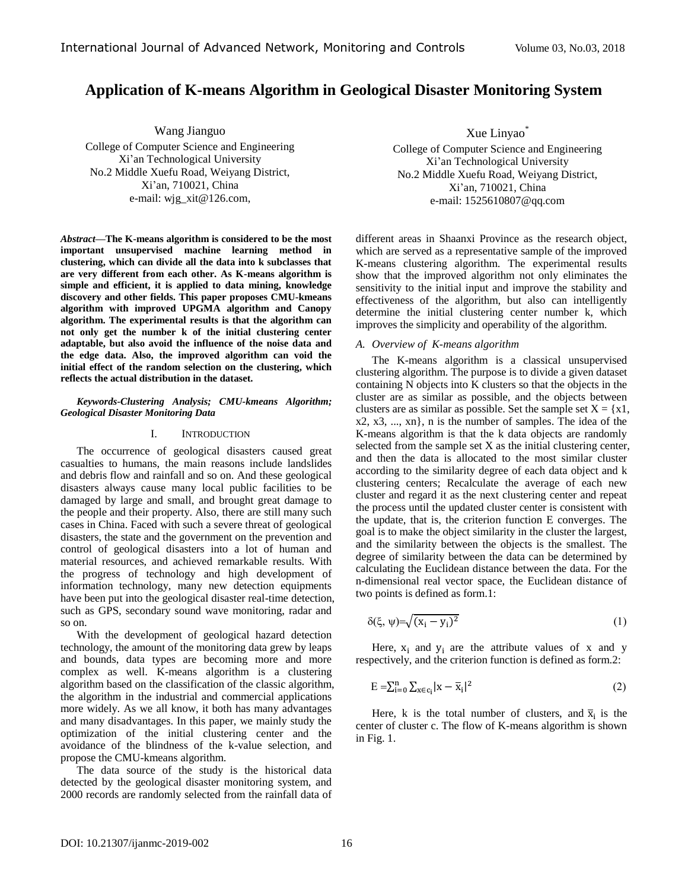# Application of K-means Algorithm in Geological Disaster Monitoring System

Wang Jianguo
College of Computer Science and Engineering
Xi'an Technological University
No.2 Middle Xuefu Road, Weiyang District,
Xi'an, 710021, China
e-mail: wjg_xit@126.com,

Xue Linyao*
College of Computer Science and Engineering
Xi'an Technological University
No.2 Middle Xuefu Road, Weiyang District,
Xi'an, 710021, China
e-mail: 1525610807@qq.com

***Abstract*—The K-means algorithm is considered to be the most important unsupervised machine learning method in clustering, which can divide all the data into k subclasses that are very different from each other. As K-means algorithm is simple and efficient, it is applied to data mining, knowledge discovery and other fields. This paper proposes CMU-kmeans algorithm with improved UPGMA algorithm and Canopy algorithm. The experimental results is that the algorithm can not only get the number k of the initial clustering center adaptable, but also avoid the influence of the noise data and the edge data. Also, the improved algorithm can void the initial effect of the random selection on the clustering, which reflects the actual distribution in the dataset.**

***Keywords-Clustering Analysis; CMU-kmeans Algorithm; Geological Disaster Monitoring Data***

## I. INTRODUCTION

The occurrence of geological disasters caused great casualties to humans, the main reasons include landslides and debris flow and rainfall and so on. And these geological disasters always cause many local public facilities to be damaged by large and small, and brought great damage to the people and their property. Also, there are still many such cases in China. Faced with such a severe threat of geological disasters, the state and the government on the prevention and control of geological disasters into a lot of human and material resources, and achieved remarkable results. With the progress of technology and high development of information technology, many new detection equipments have been put into the geological disaster real-time detection, such as GPS, secondary sound wave monitoring, radar and so on.

With the development of geological hazard detection technology, the amount of the monitoring data grew by leaps and bounds, data types are becoming more and more complex as well. K-means algorithm is a clustering algorithm based on the classification of the classic algorithm, the algorithm in the industrial and commercial applications more widely. As we all know, it both has many advantages and many disadvantages. In this paper, we mainly study the optimization of the initial clustering center and the avoidance of the blindness of the k-value selection, and propose the CMU-kmeans algorithm.

The data source of the study is the historical data detected by the geological disaster monitoring system, and 2000 records are randomly selected from the rainfall data of different areas in Shaanxi Province as the research object, which are served as a representative sample of the improved K-means clustering algorithm. The experimental results show that the improved algorithm not only eliminates the sensitivity to the initial input and improve the stability and effectiveness of the algorithm, but also can intelligently determine the initial clustering center number k, which improves the simplicity and operability of the algorithm.

### *A. Overview of K-means algorithm*

The K-means algorithm is a classical unsupervised clustering algorithm. The purpose is to divide a given dataset containing N objects into K clusters so that the objects in the cluster are as similar as possible, and the objects between clusters are as similar as possible. Set the sample set X = {x1, x2, x3, ..., xn}, n is the number of samples. The idea of the K-means algorithm is that the k data objects are randomly selected from the sample set X as the initial clustering center, and then the data is allocated to the most similar cluster according to the similarity degree of each data object and k clustering centers; Recalculate the average of each new cluster and regard it as the next clustering center and repeat the process until the updated cluster center is consistent with the update, that is, the criterion function E converges. The goal is to make the object similarity in the cluster the largest, and the similarity between the objects is the smallest. The degree of similarity between the data can be determined by calculating the Euclidean distance between the data. For the n-dimensional real vector space, the Euclidean distance of two points is defined as form.1:

$$\delta(\xi, \psi)=\sqrt{(x_i - y_i)^2} \tag{1}$$

Here, $x_i$ and $y_i$ are the attribute values of x and y respectively, and the criterion function is defined as form.2:

$$E = \sum_{i=0}^{n} \sum_{x \in c_i} |x - \overline{x}_i|^2 \tag{2}$$

Here, k is the total number of clusters, and $\overline{x}_i$ is the center of cluster c. The flow of K-means algorithm is shown in Fig. 1.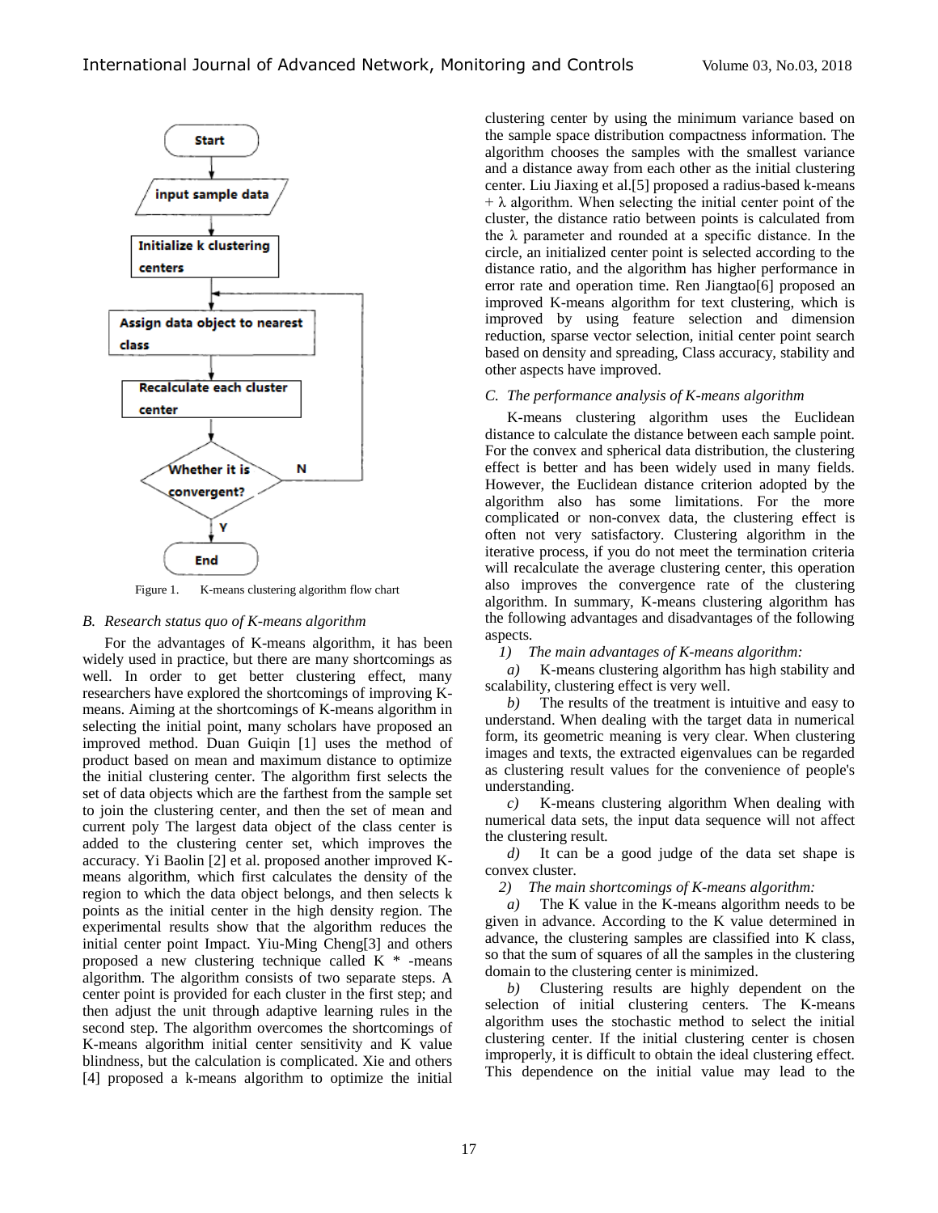Figure 1. K-means clustering algorithm flow chart

### B. Research status quo of K-means algorithm

For the advantages of K-means algorithm, it has been widely used in practice, but there are many shortcomings as well. In order to get better clustering effect, many researchers have explored the shortcomings of improving K-means. Aiming at the shortcomings of K-means algorithm in selecting the initial point, many scholars have proposed an improved method. Duan Guiqin [1] uses the method of product based on mean and maximum distance to optimize the initial clustering center. The algorithm first selects the set of data objects which are the farthest from the sample set to join the clustering center, and then the set of mean and current poly The largest data object of the class center is added to the clustering center set, which improves the accuracy. Yi Baolin [2] et al. proposed another improved K-means algorithm, which first calculates the density of the region to which the data object belongs, and then selects k points as the initial center in the high density region. The experimental results show that the algorithm reduces the initial center point Impact. Yiu-Ming Cheng[3] and others proposed a new clustering technique called K * -means algorithm. The algorithm consists of two separate steps. A center point is provided for each cluster in the first step; and then adjust the unit through adaptive learning rules in the second step. The algorithm overcomes the shortcomings of K-means algorithm initial center sensitivity and K value blindness, but the calculation is complicated. Xie and others [4] proposed a k-means algorithm to optimize the initial clustering center by using the minimum variance based on the sample space distribution compactness information. The algorithm chooses the samples with the smallest variance and a distance away from each other as the initial clustering center. Liu Jiaxing et al.[5] proposed a radius-based k-means + λ algorithm. When selecting the initial center point of the cluster, the distance ratio between points is calculated from the λ parameter and rounded at a specific distance. In the circle, an initialized center point is selected according to the distance ratio, and the algorithm has higher performance in error rate and operation time. Ren Jiangtao[6] proposed an improved K-means algorithm for text clustering, which is improved by using feature selection and dimension reduction, sparse vector selection, initial center point search based on density and spreading, Class accuracy, stability and other aspects have improved.

### C. The performance analysis of K-means algorithm

K-means clustering algorithm uses the Euclidean distance to calculate the distance between each sample point. For the convex and spherical data distribution, the clustering effect is better and has been widely used in many fields. However, the Euclidean distance criterion adopted by the algorithm also has some limitations. For the more complicated or non-convex data, the clustering effect is often not very satisfactory. Clustering algorithm in the iterative process, if you do not meet the termination criteria will recalculate the average clustering center, this operation also improves the convergence rate of the clustering algorithm. In summary, K-means clustering algorithm has the following advantages and disadvantages of the following aspects.

*1) The main advantages of K-means algorithm:*

*a)* K-means clustering algorithm has high stability and scalability, clustering effect is very well.

*b)* The results of the treatment is intuitive and easy to understand. When dealing with the target data in numerical form, its geometric meaning is very clear. When clustering images and texts, the extracted eigenvalues can be regarded as clustering result values for the convenience of people's understanding.

*c)* K-means clustering algorithm When dealing with numerical data sets, the input data sequence will not affect the clustering result.

*d)* It can be a good judge of the data set shape is convex cluster.

*2) The main shortcomings of K-means algorithm:*

*a)* The K value in the K-means algorithm needs to be given in advance. According to the K value determined in advance, the clustering samples are classified into K class, so that the sum of squares of all the samples in the clustering domain to the clustering center is minimized.

*b)* Clustering results are highly dependent on the selection of initial clustering centers. The K-means algorithm uses the stochastic method to select the initial clustering center. If the initial clustering center is chosen improperly, it is difficult to obtain the ideal clustering effect. This dependence on the initial value may lead to the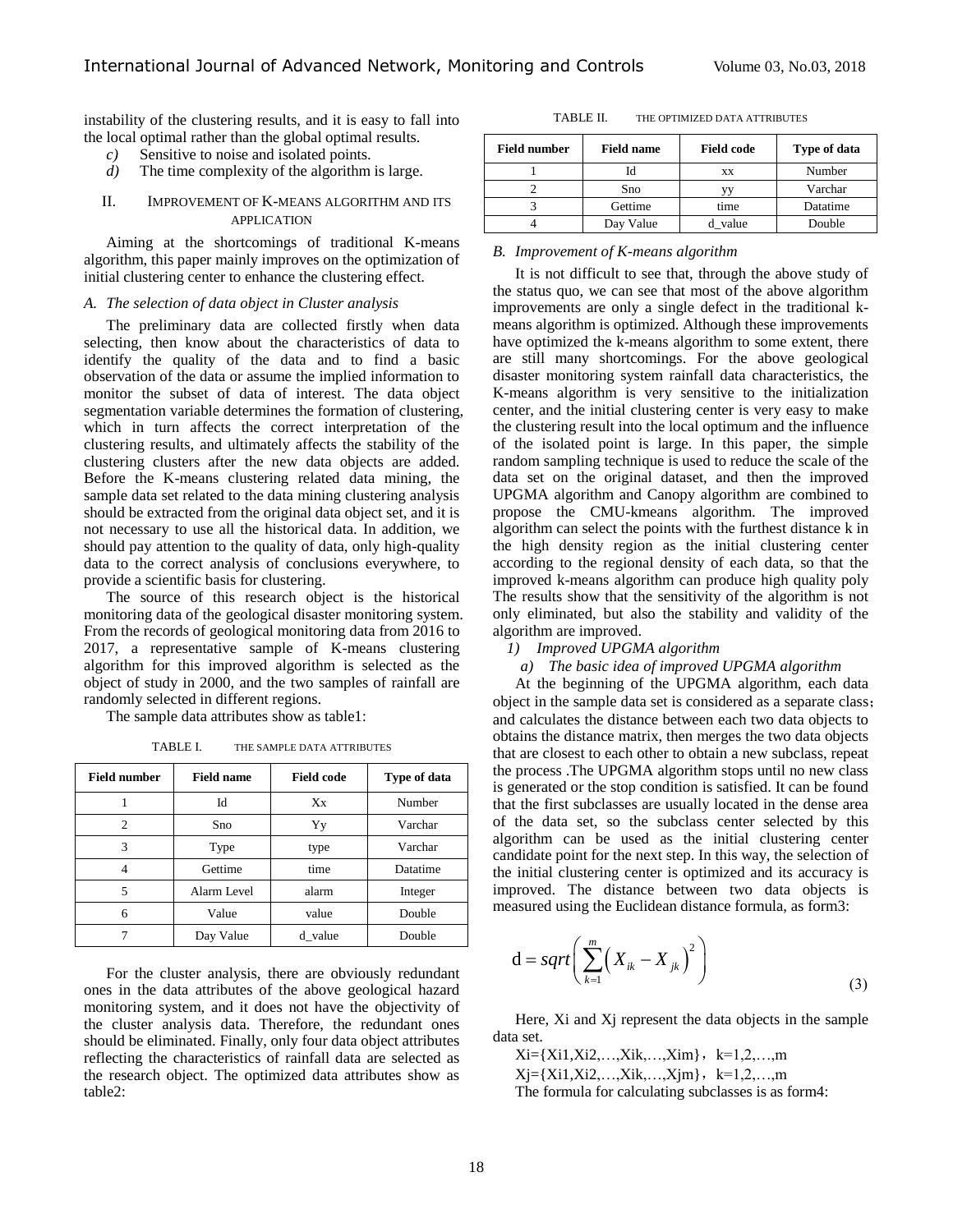instability of the clustering results, and it is easy to fall into the local optimal rather than the global optimal results.

*c)* Sensitive to noise and isolated points.

*d)* The time complexity of the algorithm is large.

## II. IMPROVEMENT OF K-MEANS ALGORITHM AND ITS APPLICATION

Aiming at the shortcomings of traditional K-means algorithm, this paper mainly improves on the optimization of initial clustering center to enhance the clustering effect.

### *A. The selection of data object in Cluster analysis*

The preliminary data are collected firstly when data selecting, then know about the characteristics of data to identify the quality of the data and to find a basic observation of the data or assume the implied information to monitor the subset of data of interest. The data object segmentation variable determines the formation of clustering, which in turn affects the correct interpretation of the clustering results, and ultimately affects the stability of the clustering clusters after the new data objects are added. Before the K-means clustering related data mining, the sample data set related to the data mining clustering analysis should be extracted from the original data object set, and it is not necessary to use all the historical data. In addition, we should pay attention to the quality of data, only high-quality data to the correct analysis of conclusions everywhere, to provide a scientific basis for clustering.

The source of this research object is the historical monitoring data of the geological disaster monitoring system. From the records of geological monitoring data from 2016 to 2017, a representative sample of K-means clustering algorithm for this improved algorithm is selected as the object of study in 2000, and the two samples of rainfall are randomly selected in different regions.

The sample data attributes show as table1:

TABLE I. THE SAMPLE DATA ATTRIBUTES

| Field number | Field name | Field code | Type of data |
|---|---|---|---|
| 1 | Id | Xx | Number |
| 2 | Sno | Yy | Varchar |
| 3 | Type | type | Varchar |
| 4 | Gettime | time | Datatime |
| 5 | Alarm Level | alarm | Integer |
| 6 | Value | value | Double |
| 7 | Day Value | d_value | Double |

For the cluster analysis, there are obviously redundant ones in the data attributes of the above geological hazard monitoring system, and it does not have the objectivity of the cluster analysis data. Therefore, the redundant ones should be eliminated. Finally, only four data object attributes reflecting the characteristics of rainfall data are selected as the research object. The optimized data attributes show as table2:

TABLE II. THE OPTIMIZED DATA ATTRIBUTES

| Field number | Field name | Field code | Type of data |
|---|---|---|---|
| 1 | Id | xx | Number |
| 2 | Sno | yy | Varchar |
| 3 | Gettime | time | Datatime |
| 4 | Day Value | d_value | Double |

### *B. Improvement of K-means algorithm*

It is not difficult to see that, through the above study of the status quo, we can see that most of the above algorithm improvements are only a single defect in the traditional k-means algorithm is optimized. Although these improvements have optimized the k-means algorithm to some extent, there are still many shortcomings. For the above geological disaster monitoring system rainfall data characteristics, the K-means algorithm is very sensitive to the initialization center, and the initial clustering center is very easy to make the clustering result into the local optimum and the influence of the isolated point is large. In this paper, the simple random sampling technique is used to reduce the scale of the data set on the original dataset, and then the improved UPGMA algorithm and Canopy algorithm are combined to propose the CMU-kmeans algorithm. The improved algorithm can select the points with the furthest distance k in the high density region as the initial clustering center according to the regional density of each data, so that the improved k-means algorithm can produce high quality poly The results show that the sensitivity of the algorithm is not only eliminated, but also the stability and validity of the algorithm are improved.

*1) Improved UPGMA algorithm*

*a) The basic idea of improved UPGMA algorithm*

At the beginning of the UPGMA algorithm, each data object in the sample data set is considered as a separate class; and calculates the distance between each two data objects to obtains the distance matrix, then merges the two data objects that are closest to each other to obtain a new subclass, repeat the process .The UPGMA algorithm stops until no new class is generated or the stop condition is satisfied. It can be found that the first subclasses are usually located in the dense area of the data set, so the subclass center selected by this algorithm can be used as the initial clustering center candidate point for the next step. In this way, the selection of the initial clustering center is optimized and its accuracy is improved. The distance between two data objects is measured using the Euclidean distance formula, as form3:

$$d = sqrt\left(\sum_{k=1}^{m}\left(X_{ik} - X_{jk}\right)^{2}\right) \tag{3}$$

Here, Xi and Xj represent the data objects in the sample data set.

$X_i=\{X_{i1},X_{i2},\ldots,X_{ik},\ldots,X_{im}\}$, $k=1,2,\ldots,m$

$X_j=\{X_{i1},X_{i2},\ldots,X_{ik},\ldots,X_{jm}\}$, $k=1,2,\ldots,m$

The formula for calculating subclasses is as form4: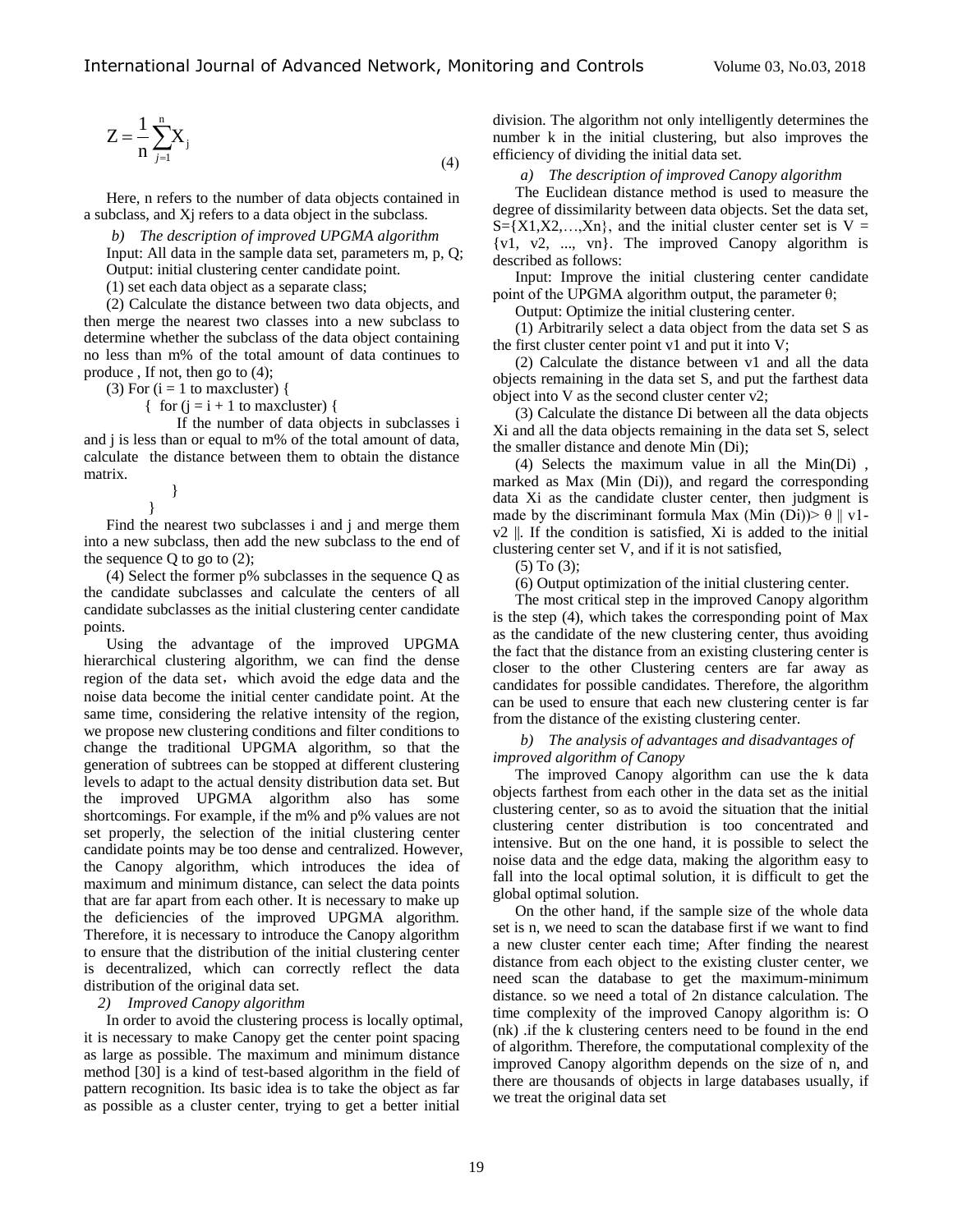$$Z = \frac{1}{n}\sum_{j=1}^{n} X_j \tag{4}$$

Here, n refers to the number of data objects contained in a subclass, and Xj refers to a data object in the subclass.

*b) The description of improved UPGMA algorithm*

Input: All data in the sample data set, parameters m, p, Q;

Output: initial clustering center candidate point.

(1) set each data object as a separate class;

(2) Calculate the distance between two data objects, and then merge the nearest two classes into a new subclass to determine whether the subclass of the data object containing no less than m% of the total amount of data continues to produce , If not, then go to (4);

(3) For (i = 1 to maxcluster) {

{ for (j = i + 1 to maxcluster) {

If the number of data objects in subclasses i and j is less than or equal to m% of the total amount of data, calculate the distance between them to obtain the distance matrix.

}

}

Find the nearest two subclasses i and j and merge them into a new subclass, then add the new subclass to the end of the sequence Q to go to (2);

(4) Select the former p% subclasses in the sequence Q as the candidate subclasses and calculate the centers of all candidate subclasses as the initial clustering center candidate points.

Using the advantage of the improved UPGMA hierarchical clustering algorithm, we can find the dense region of the data set，which avoid the edge data and the noise data become the initial center candidate point. At the same time, considering the relative intensity of the region, we propose new clustering conditions and filter conditions to change the traditional UPGMA algorithm, so that the generation of subtrees can be stopped at different clustering levels to adapt to the actual density distribution data set. But the improved UPGMA algorithm also has some shortcomings. For example, if the m% and p% values are not set properly, the selection of the initial clustering center candidate points may be too dense and centralized. However, the Canopy algorithm, which introduces the idea of maximum and minimum distance, can select the data points that are far apart from each other. It is necessary to make up the deficiencies of the improved UPGMA algorithm. Therefore, it is necessary to introduce the Canopy algorithm to ensure that the distribution of the initial clustering center is decentralized, which can correctly reflect the data distribution of the original data set.

*2) Improved Canopy algorithm*

In order to avoid the clustering process is locally optimal, it is necessary to make Canopy get the center point spacing as large as possible. The maximum and minimum distance method [30] is a kind of test-based algorithm in the field of pattern recognition. Its basic idea is to take the object as far as possible as a cluster center, trying to get a better initial division. The algorithm not only intelligently determines the number k in the initial clustering, but also improves the efficiency of dividing the initial data set.

*a) The description of improved Canopy algorithm*

The Euclidean distance method is used to measure the degree of dissimilarity between data objects. Set the data set, S={X1,X2,…,Xn}, and the initial cluster center set is V = {v1, v2, ..., vn}. The improved Canopy algorithm is described as follows:

Input: Improve the initial clustering center candidate point of the UPGMA algorithm output, the parameter θ;

Output: Optimize the initial clustering center.

(1) Arbitrarily select a data object from the data set S as the first cluster center point v1 and put it into V;

(2) Calculate the distance between v1 and all the data objects remaining in the data set S, and put the farthest data object into V as the second cluster center v2;

(3) Calculate the distance Di between all the data objects Xi and all the data objects remaining in the data set S, select the smaller distance and denote Min (Di);

(4) Selects the maximum value in all the Min(Di) , marked as Max (Min (Di)), and regard the corresponding data Xi as the candidate cluster center, then judgment is made by the discriminant formula Max (Min (Di))> θ ‖ v1-v2 ‖. If the condition is satisfied, Xi is added to the initial clustering center set V, and if it is not satisfied,

(5) To (3);

(6) Output optimization of the initial clustering center.

The most critical step in the improved Canopy algorithm is the step (4), which takes the corresponding point of Max as the candidate of the new clustering center, thus avoiding the fact that the distance from an existing clustering center is closer to the other Clustering centers are far away as candidates for possible candidates. Therefore, the algorithm can be used to ensure that each new clustering center is far from the distance of the existing clustering center.

*b) The analysis of advantages and disadvantages of improved algorithm of Canopy*

The improved Canopy algorithm can use the k data objects farthest from each other in the data set as the initial clustering center, so as to avoid the situation that the initial clustering center distribution is too concentrated and intensive. But on the one hand, it is possible to select the noise data and the edge data, making the algorithm easy to fall into the local optimal solution, it is difficult to get the global optimal solution.

On the other hand, if the sample size of the whole data set is n, we need to scan the database first if we want to find a new cluster center each time; After finding the nearest distance from each object to the existing cluster center, we need scan the database to get the maximum-minimum distance. so we need a total of 2n distance calculation. The time complexity of the improved Canopy algorithm is: O (nk) .if the k clustering centers need to be found in the end of algorithm. Therefore, the computational complexity of the improved Canopy algorithm depends on the size of n, and there are thousands of objects in large databases usually, if we treat the original data set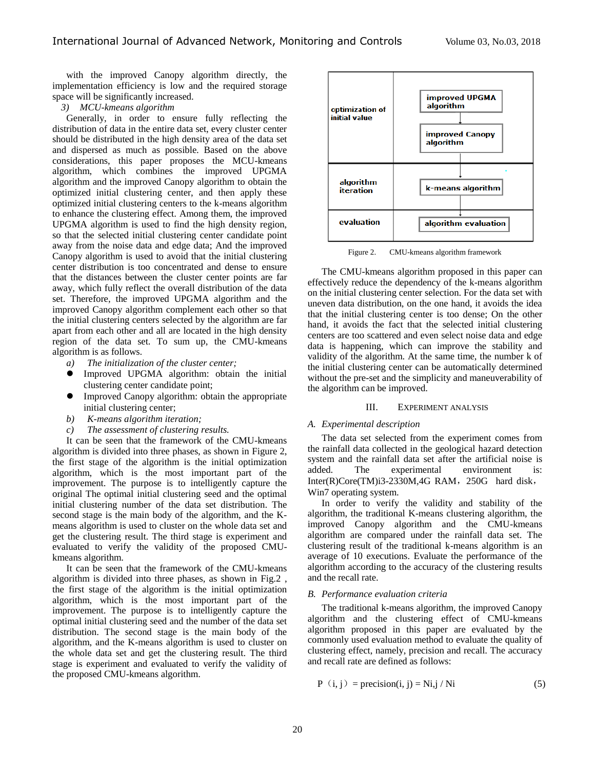with the improved Canopy algorithm directly, the implementation efficiency is low and the required storage space will be significantly increased.

*3) MCU-kmeans algorithm*

Generally, in order to ensure fully reflecting the distribution of data in the entire data set, every cluster center should be distributed in the high density area of the data set and dispersed as much as possible. Based on the above considerations, this paper proposes the MCU-kmeans algorithm, which combines the improved UPGMA algorithm and the improved Canopy algorithm to obtain the optimized initial clustering center, and then apply these optimized initial clustering centers to the k-means algorithm to enhance the clustering effect. Among them, the improved UPGMA algorithm is used to find the high density region, so that the selected initial clustering center candidate point away from the noise data and edge data; And the improved Canopy algorithm is used to avoid that the initial clustering center distribution is too concentrated and dense to ensure that the distances between the cluster center points are far away, which fully reflect the overall distribution of the data set. Therefore, the improved UPGMA algorithm and the improved Canopy algorithm complement each other so that the initial clustering centers selected by the algorithm are far apart from each other and all are located in the high density region of the data set. To sum up, the CMU-kmeans algorithm is as follows.

*a) The initialization of the cluster center;*

- Improved UPGMA algorithm: obtain the initial clustering center candidate point;
- Improved Canopy algorithm: obtain the appropriate initial clustering center;

*b) K-means algorithm iteration;*

*c) The assessment of clustering results.*

It can be seen that the framework of the CMU-kmeans algorithm is divided into three phases, as shown in Figure 2, the first stage of the algorithm is the initial optimization algorithm, which is the most important part of the improvement. The purpose is to intelligently capture the original The optimal initial clustering seed and the optimal initial clustering number of the data set distribution. The second stage is the main body of the algorithm, and the K-means algorithm is used to cluster on the whole data set and get the clustering result. The third stage is experiment and evaluated to verify the validity of the proposed CMU-kmeans algorithm.

It can be seen that the framework of the CMU-kmeans algorithm is divided into three phases, as shown in Fig.2 , the first stage of the algorithm is the initial optimization algorithm, which is the most important part of the improvement. The purpose is to intelligently capture the optimal initial clustering seed and the number of the data set distribution. The second stage is the main body of the algorithm, and the K-means algorithm is used to cluster on the whole data set and get the clustering result. The third stage is experiment and evaluated to verify the validity of the proposed CMU-kmeans algorithm.

| | |
|---|---|
| optimization of initial value | improved UPGMA algorithm → improved Canopy algorithm |
| algorithm iteration | k-means algorithm |
| evaluation | algorithm evaluation |

Figure 2. CMU-kmeans algorithm framework

The CMU-kmeans algorithm proposed in this paper can effectively reduce the dependency of the k-means algorithm on the initial clustering center selection. For the data set with uneven data distribution, on the one hand, it avoids the idea that the initial clustering center is too dense; On the other hand, it avoids the fact that the selected initial clustering centers are too scattered and even select noise data and edge data is happening, which can improve the stability and validity of the algorithm. At the same time, the number k of the initial clustering center can be automatically determined without the pre-set and the simplicity and maneuverability of the algorithm can be improved.

## III. EXPERIMENT ANALYSIS

### A. Experimental description

The data set selected from the experiment comes from the rainfall data collected in the geological hazard detection system and the rainfall data set after the artificial noise is added. The experimental environment is: Inter(R)Core(TM)i3-2330M,4G RAM，250G hard disk，Win7 operating system.

In order to verify the validity and stability of the algorithm, the traditional K-means clustering algorithm, the improved Canopy algorithm and the CMU-kmeans algorithm are compared under the rainfall data set. The clustering result of the traditional k-means algorithm is an average of 10 executions. Evaluate the performance of the algorithm according to the accuracy of the clustering results and the recall rate.

### B. Performance evaluation criteria

The traditional k-means algorithm, the improved Canopy algorithm and the clustering effect of CMU-kmeans algorithm proposed in this paper are evaluated by the commonly used evaluation method to evaluate the quality of clustering effect, namely, precision and recall. The accuracy and recall rate are defined as follows:

$$P(i, j) = precision(i, j) = N_{i,j} / N_i \tag{5}$$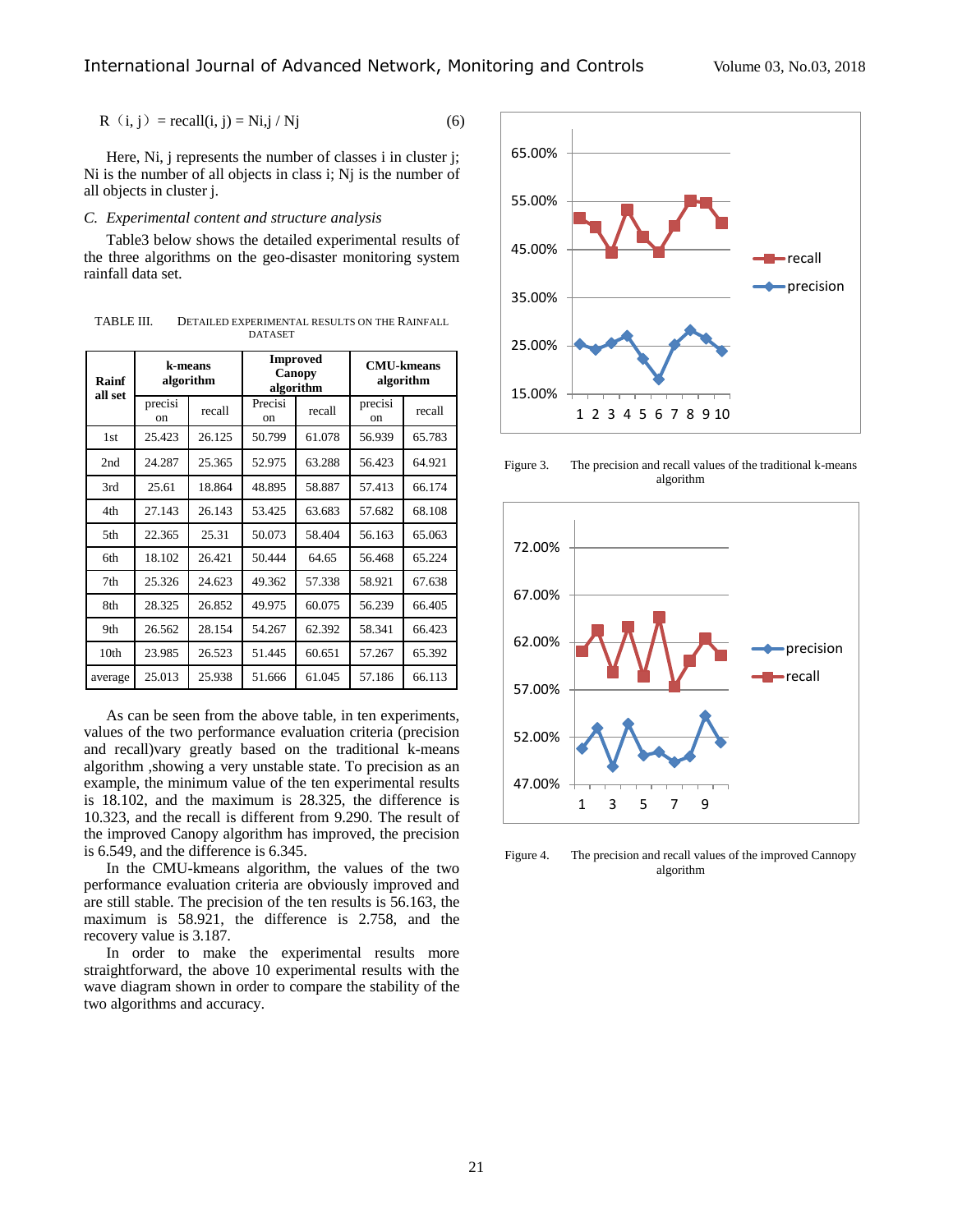$$R(i, j) = recall(i, j) = N_{i,j} / N_j \quad (6)$$

Here, $N_{i,j}$ represents the number of classes i in cluster j; $N_i$ is the number of all objects in class i; $N_j$ is the number of all objects in cluster j.

### C. Experimental content and structure analysis

Table3 below shows the detailed experimental results of the three algorithms on the geo-disaster monitoring system rainfall data set.

TABLE III. DETAILED EXPERIMENTAL RESULTS ON THE RAINFALL DATASET

| Rainf all set | k-means algorithm | | Improved Canopy algorithm | | CMU-kmeans algorithm | |
|---|---|---|---|---|---|---|
| | precision | recall | Precision | recall | precision | recall |
| 1st | 25.423 | 26.125 | 50.799 | 61.078 | 56.939 | 65.783 |
| 2nd | 24.287 | 25.365 | 52.975 | 63.288 | 56.423 | 64.921 |
| 3rd | 25.61 | 18.864 | 48.895 | 58.887 | 57.413 | 66.174 |
| 4th | 27.143 | 26.143 | 53.425 | 63.683 | 57.682 | 68.108 |
| 5th | 22.365 | 25.31 | 50.073 | 58.404 | 56.163 | 65.063 |
| 6th | 18.102 | 26.421 | 50.444 | 64.65 | 56.468 | 65.224 |
| 7th | 25.326 | 24.623 | 49.362 | 57.338 | 58.921 | 67.638 |
| 8th | 28.325 | 26.852 | 49.975 | 60.075 | 56.239 | 66.405 |
| 9th | 26.562 | 28.154 | 54.267 | 62.392 | 58.341 | 66.423 |
| 10th | 23.985 | 26.523 | 51.445 | 60.651 | 57.267 | 65.392 |
| average | 25.013 | 25.938 | 51.666 | 61.045 | 57.186 | 66.113 |

As can be seen from the above table, in ten experiments, values of the two performance evaluation criteria (precision and recall)vary greatly based on the traditional k-means algorithm ,showing a very unstable state. To precision as an example, the minimum value of the ten experimental results is 18.102, and the maximum is 28.325, the difference is 10.323, and the recall is different from 9.290. The result of the improved Canopy algorithm has improved, the precision is 6.549, and the difference is 6.345.

In the CMU-kmeans algorithm, the values of the two performance evaluation criteria are obviously improved and are still stable. The precision of the ten results is 56.163, the maximum is 58.921, the difference is 2.758, and the recovery value is 3.187.

In order to make the experimental results more straightforward, the above 10 experimental results with the wave diagram shown in order to compare the stability of the two algorithms and accuracy.

Figure 3. The precision and recall values of the traditional k-means algorithm

Figure 4. The precision and recall values of the improved Cannopy algorithm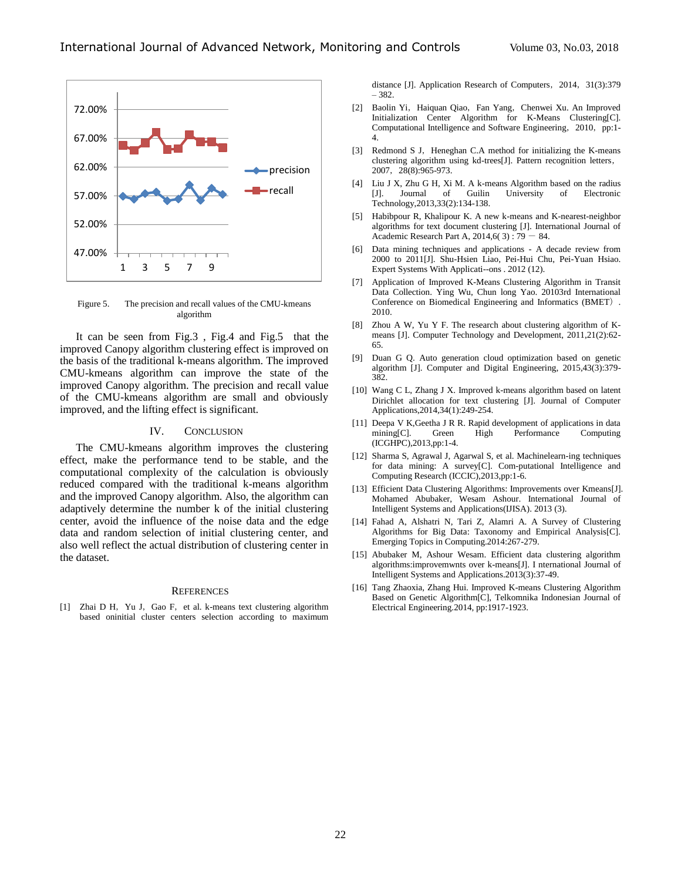72.00%
67.00%
62.00%
57.00%
52.00%
47.00%
1 3 5 7 9
precision
recall

Figure 5. The precision and recall values of the CMU-kmeans algorithm

It can be seen from Fig.3 , Fig.4 and Fig.5 that the improved Canopy algorithm clustering effect is improved on the basis of the traditional k-means algorithm. The improved CMU-kmeans algorithm can improve the state of the improved Canopy algorithm. The precision and recall value of the CMU-kmeans algorithm are small and obviously improved, and the lifting effect is significant.

## IV. CONCLUSION

The CMU-kmeans algorithm improves the clustering effect, make the performance tend to be stable, and the computational complexity of the calculation is obviously reduced compared with the traditional k-means algorithm and the improved Canopy algorithm. Also, the algorithm can adaptively determine the number k of the initial clustering center, avoid the influence of the noise data and the edge data and random selection of initial clustering center, and also well reflect the actual distribution of clustering center in the dataset.

## REFERENCES

[1] Zhai D H, Yu J, Gao F, et al. k-means text clustering algorithm based oninitial cluster centers selection according to maximum distance [J]. Application Research of Computers, 2014, 31(3):379 – 382.

[2] Baolin Yi, Haiquan Qiao, Fan Yang, Chenwei Xu. An Improved Initialization Center Algorithm for K-Means Clustering[C]. Computational Intelligence and Software Engineering, 2010, pp:1-4.

[3] Redmond S J, Heneghan C.A method for initializing the K-means clustering algorithm using kd-trees[J]. Pattern recognition letters, 2007, 28(8):965-973.

[4] Liu J X, Zhu G H, Xi M. A k-means Algorithm based on the radius [J]. Journal of Guilin University of Electronic Technology,2013,33(2):134-138.

[5] Habibpour R, Khalipour K. A new k-means and K-nearest-neighbor algorithms for text document clustering [J]. International Journal of Academic Research Part A, 2014,6( 3) : 79 — 84.

[6] Data mining techniques and applications - A decade review from 2000 to 2011[J]. Shu-Hsien Liao, Pei-Hui Chu, Pei-Yuan Hsiao. Expert Systems With Applicati--ons . 2012 (12).

[7] Application of Improved K-Means Clustering Algorithm in Transit Data Collection. Ying Wu, Chun long Yao. 20103rd International Conference on Biomedical Engineering and Informatics (BMET) . 2010.

[8] Zhou A W, Yu Y F. The research about clustering algorithm of K-means [J]. Computer Technology and Development, 2011,21(2):62-65.

[9] Duan G Q. Auto generation cloud optimization based on genetic algorithm [J]. Computer and Digital Engineering, 2015,43(3):379-382.

[10] Wang C L, Zhang J X. Improved k-means algorithm based on latent Dirichlet allocation for text clustering [J]. Journal of Computer Applications,2014,34(1):249-254.

[11] Deepa V K,Geetha J R R. Rapid development of applications in data mining[C]. Green High Performance Computing (ICGHPC),2013,pp:1-4.

[12] Sharma S, Agrawal J, Agarwal S, et al. Machinelearn-ing techniques for data mining: A survey[C]. Com-putational Intelligence and Computing Research (ICCIC),2013,pp:1-6.

[13] Efficient Data Clustering Algorithms: Improvements over Kmeans[J]. Mohamed Abubaker, Wesam Ashour. International Journal of Intelligent Systems and Applications(IJISA). 2013 (3).

[14] Fahad A, Alshatri N, Tari Z, Alamri A. A Survey of Clustering Algorithms for Big Data: Taxonomy and Empirical Analysis[C]. Emerging Topics in Computing.2014:267-279.

[15] Abubaker M, Ashour Wesam. Efficient data clustering algorithm algorithms:improvemwnts over k-means[J]. I nternational Journal of Intelligent Systems and Applications.2013(3):37-49.

[16] Tang Zhaoxia, Zhang Hui. Improved K-means Clustering Algorithm Based on Genetic Algorithm[C], Telkomnika Indonesian Journal of Electrical Engineering.2014, pp:1917-1923.